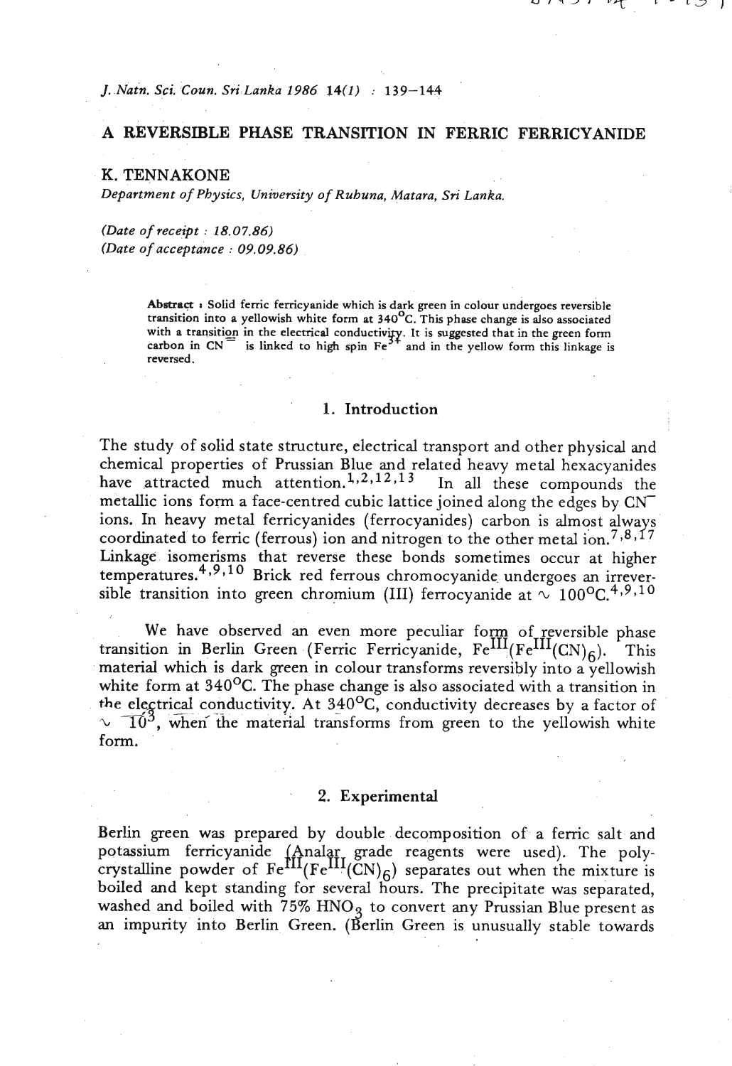# A REVERSIBLE PHASE TRANSITION IN FERRIC FERRICYANIDE

K. TENNAKONE

*Department of Physics, University of Ruhuna, Matara, Sri Lanka.*

*(Date of receipt : 18.07.86)*
*(Date of acceptance : 09.09.86)*

**Abstract :** Solid ferric ferricyanide which is dark green in colour undergoes reversible transition into a yellowish white form at 340°C. This phase change is also associated with a transition in the electrical conductivity. It is suggested that in the green form carbon in $CN^{-}$ is linked to high spin $Fe^{3+}$ and in the yellow form this linkage is reversed.

## 1. Introduction

The study of solid state structure, electrical transport and other physical and chemical properties of Prussian Blue and related heavy metal hexacyanides have attracted much attention.[1,2,12,13] In all these compounds the metallic ions form a face-centred cubic lattice joined along the edges by $CN^{-}$ ions. In heavy metal ferricyanides (ferrocyanides) carbon is almost always coordinated to ferric (ferrous) ion and nitrogen to the other metal ion.[7,8,17] Linkage isomerisms that reverse these bonds sometimes occur at higher temperatures.[4,9,10] Brick red ferrous chromocyanide undergoes an irreversible transition into green chromium (III) ferrocyanide at $\sim$ 100°C.[4,9,10]

We have observed an even more peculiar form of reversible phase transition in Berlin Green (Ferric Ferricyanide, $Fe^{III}(Fe^{III}(CN)_6)$. This material which is dark green in colour transforms reversibly into a yellowish white form at 340°C. The phase change is also associated with a transition in the electrical conductivity. At 340°C, conductivity decreases by a factor of $\sim 10^3$, when the material transforms from green to the yellowish white form.

## 2. Experimental

Berlin green was prepared by double decomposition of a ferric salt and potassium ferricyanide (Analar grade reagents were used). The polycrystalline powder of $Fe^{III}(Fe^{III}(CN)_6)$ separates out when the mixture is boiled and kept standing for several hours. The precipitate was separated, washed and boiled with 75% $HNO_3$ to convert any Prussian Blue present as an impurity into Berlin Green. (Berlin Green is unusually stable towards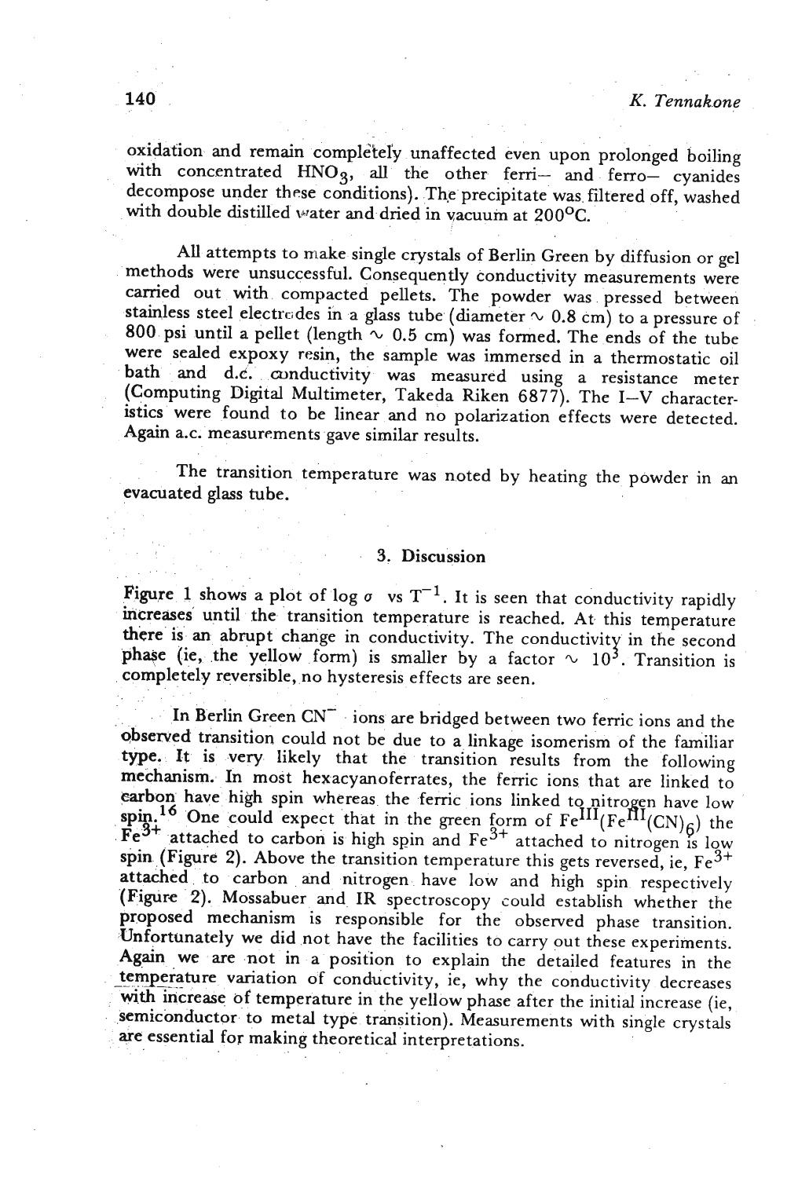oxidation and remain completely unaffected even upon prolonged boiling with concentrated $HNO_3$, all the other ferri– and ferro– cyanides decompose under these conditions). The precipitate was filtered off, washed with double distilled water and dried in vacuum at 200°C.

All attempts to make single crystals of Berlin Green by diffusion or gel methods were unsuccessful. Consequently conductivity measurements were carried out with compacted pellets. The powder was pressed between stainless steel electrodes in a glass tube (diameter ~ 0.8 cm) to a pressure of 800 psi until a pellet (length ~ 0.5 cm) was formed. The ends of the tube were sealed expoxy resin, the sample was immersed in a thermostatic oil bath and d.c. conductivity was measured using a resistance meter (Computing Digital Multimeter, Takeda Riken 6877). The I–V characteristics were found to be linear and no polarization effects were detected. Again a.c. measurements gave similar results.

The transition temperature was noted by heating the powder in an evacuated glass tube.

## 3. Discussion

Figure 1 shows a plot of log $\sigma$ vs $T^{-1}$. It is seen that conductivity rapidly increases until the transition temperature is reached. At this temperature there is an abrupt change in conductivity. The conductivity in the second phase (ie, the yellow form) is smaller by a factor ~ $10^3$. Transition is completely reversible, no hysteresis effects are seen.

In Berlin Green $CN^-$ ions are bridged between two ferric ions and the observed transition could not be due to a linkage isomerism of the familiar type. It is very likely that the transition results from the following mechanism. In most hexacyanoferrates, the ferric ions that are linked to carbon have high spin whereas the ferric ions linked to nitrogen have low spin.[16] One could expect that in the green form of $Fe^{III}(Fe^{III}(CN)_6)$ the $Fe^{3+}$ attached to carbon is high spin and $Fe^{3+}$ attached to nitrogen is low spin (Figure 2). Above the transition temperature this gets reversed, ie, $Fe^{3+}$ attached to carbon and nitrogen have low and high spin respectively (Figure 2). Mossabuer and IR spectroscopy could establish whether the proposed mechanism is responsible for the observed phase transition. Unfortunately we did not have the facilities to carry out these experiments. Again we are not in a position to explain the detailed features in the temperature variation of conductivity, ie, why the conductivity decreases with increase of temperature in the yellow phase after the initial increase (ie, semiconductor to metal type transition). Measurements with single crystals are essential for making theoretical interpretations.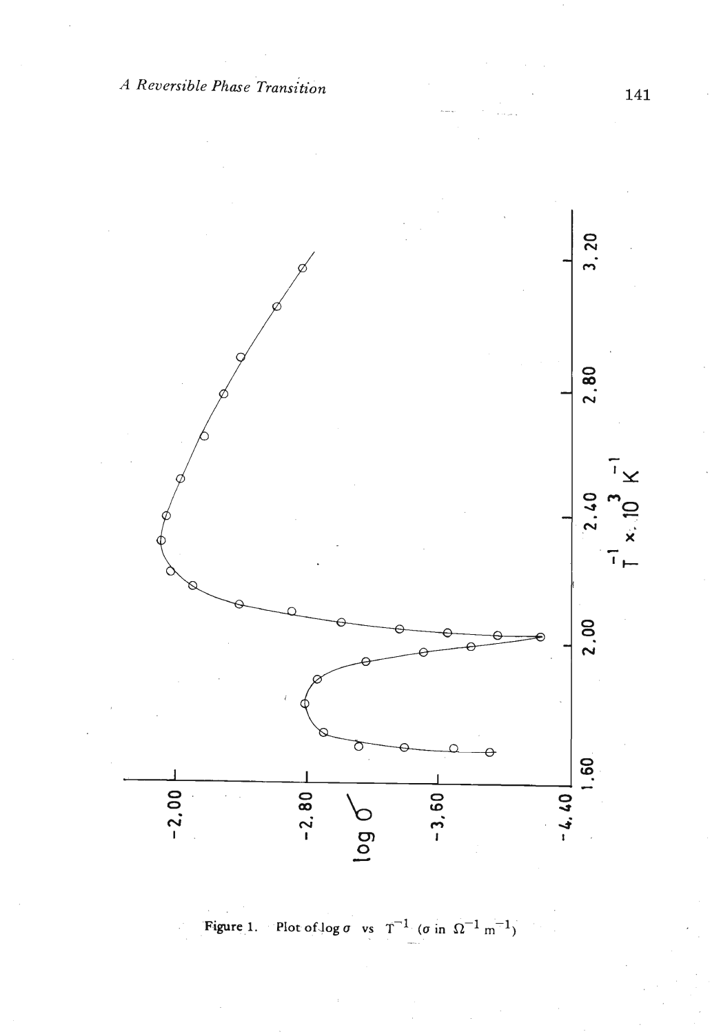Figure 1. Plot of log $\sigma$ vs $T^{-1}$ ($\sigma$ in $\Omega^{-1}$ $m^{-1}$)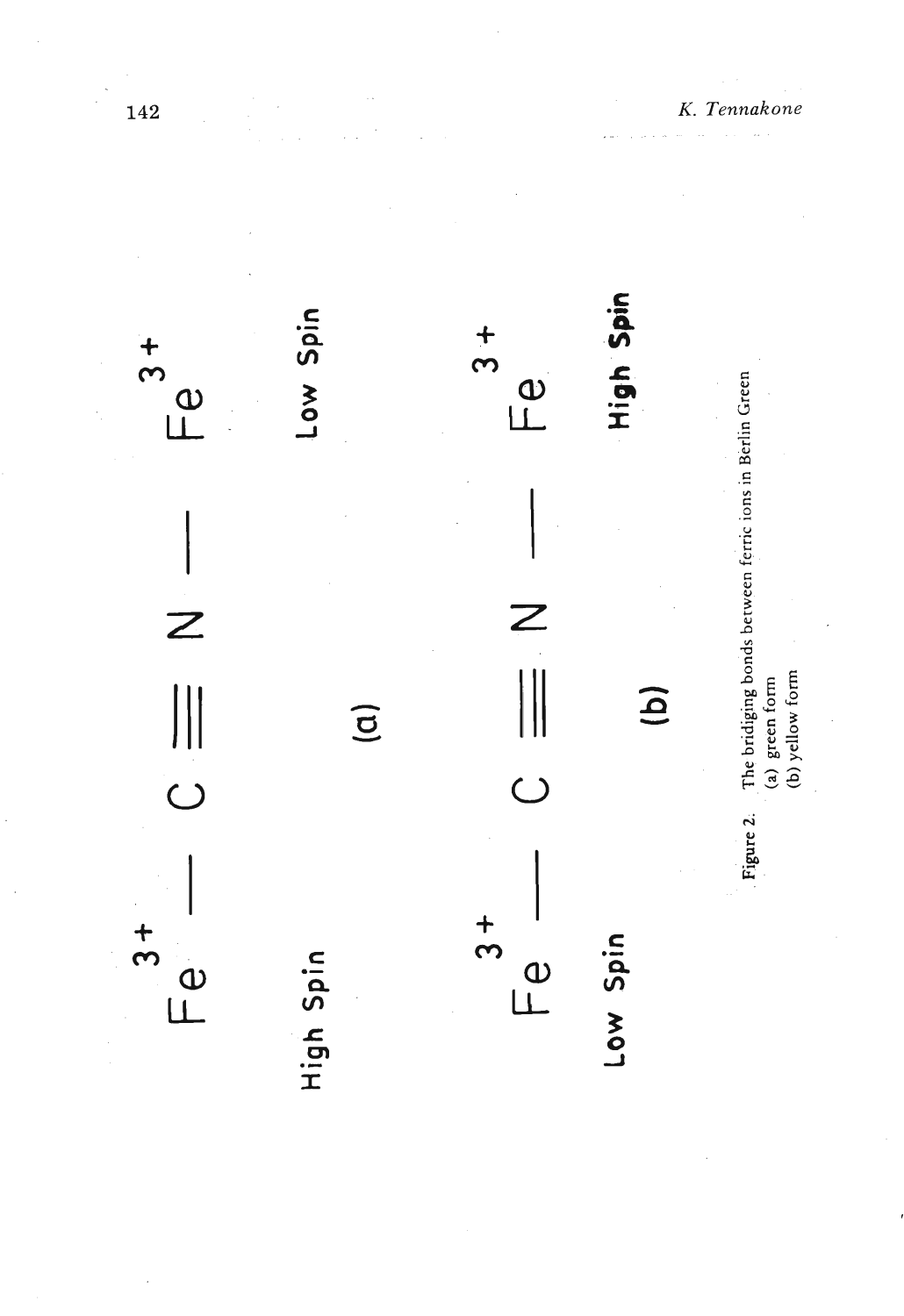$$Fe^{3+} — C \equiv N — Fe^{3+}$$

High Spin　　　　　　　　Low Spin

(a)

$$Fe^{3+} — C \equiv N — Fe^{3+}$$

Low Spin　　　　　　　　**High Spin**

(b)

**Figure 2.** The bridging bonds between ferric ions in Berlin Green
(a) green form
(b) yellow form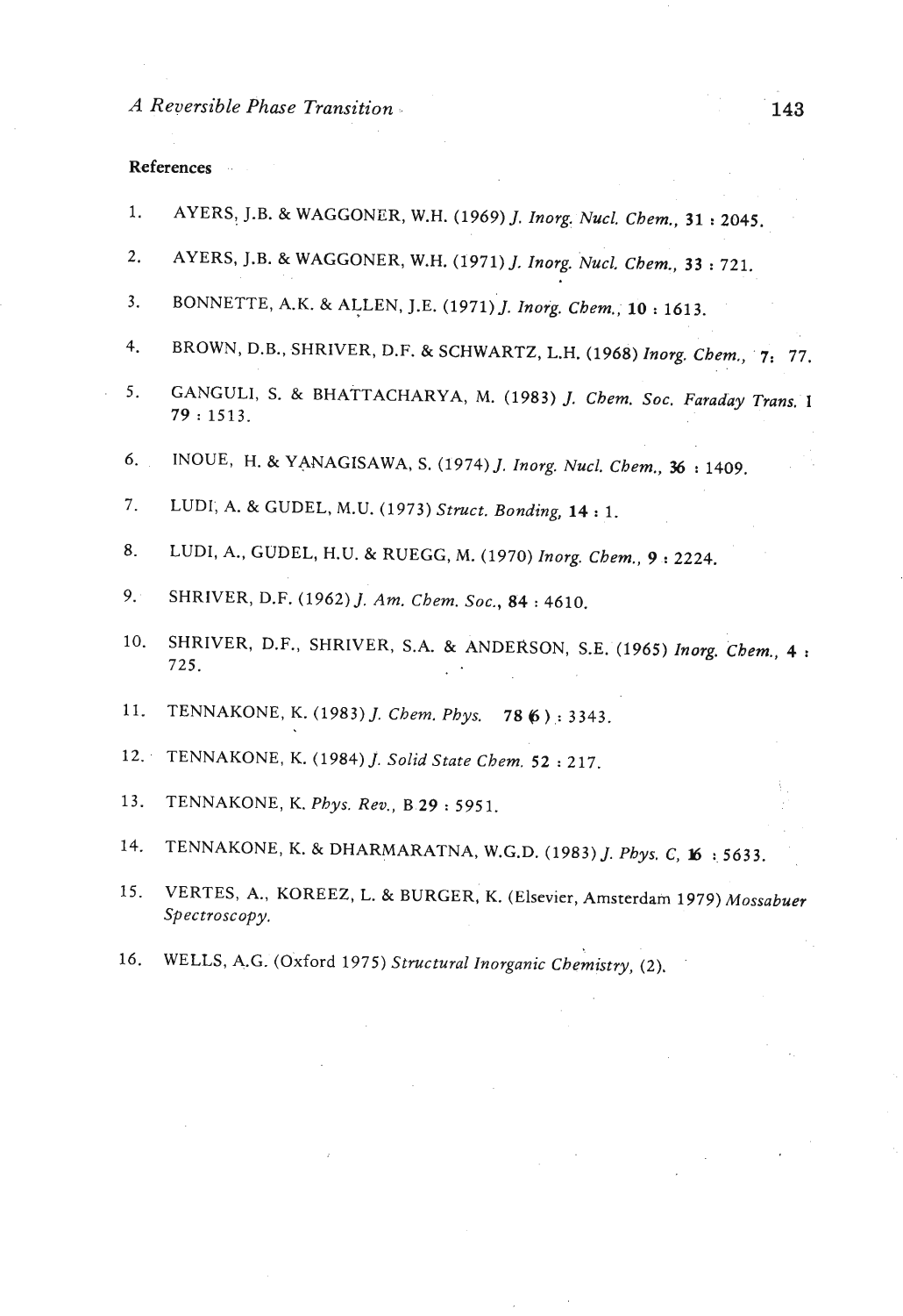**References**

1. AYERS, J.B. & WAGGONER, W.H. (1969) *J. Inorg. Nucl. Chem.*, **31** : 2045.

2. AYERS, J.B. & WAGGONER, W.H. (1971) *J. Inorg. Nucl. Chem.*, **33** : 721.

3. BONNETTE, A.K. & ALLEN, J.E. (1971) *J. Inorg. Chem.*, **10** : 1613.

4. BROWN, D.B., SHRIVER, D.F. & SCHWARTZ, L.H. (1968) *Inorg. Chem.*, **7**: 77.

5. GANGULI, S. & BHATTACHARYA, M. (1983) *J. Chem. Soc. Faraday Trans.* I **79** : 1513.

6. INOUE, H. & YANAGISAWA, S. (1974) *J. Inorg. Nucl. Chem.*, **36** : 1409.

7. LUDI, A. & GUDEL, M.U. (1973) *Struct. Bonding*, **14** : 1.

8. LUDI, A., GUDEL, H.U. & RUEGG, M. (1970) *Inorg. Chem.*, **9** : 2224.

9. SHRIVER, D.F. (1962) *J. Am. Chem. Soc.*, **84** : 4610.

10. SHRIVER, D.F., SHRIVER, S.A. & ANDERSON, S.E. (1965) *Inorg. Chem.*, **4** : 725.

11. TENNAKONE, K. (1983) *J. Chem. Phys.* **78** (6) : 3343.

12. TENNAKONE, K. (1984) *J. Solid State Chem.* **52** : 217.

13. TENNAKONE, K. *Phys. Rev.*, B **29** : 5951.

14. TENNAKONE, K. & DHARMARATNA, W.G.D. (1983) *J. Phys. C*, **16** : 5633.

15. VERTES, A., KOREEZ, L. & BURGER, K. (Elsevier, Amsterdam 1979) *Mossabuer Spectroscopy.*

16. WELLS, A.G. (Oxford 1975) *Structural Inorganic Chemistry*, (2).